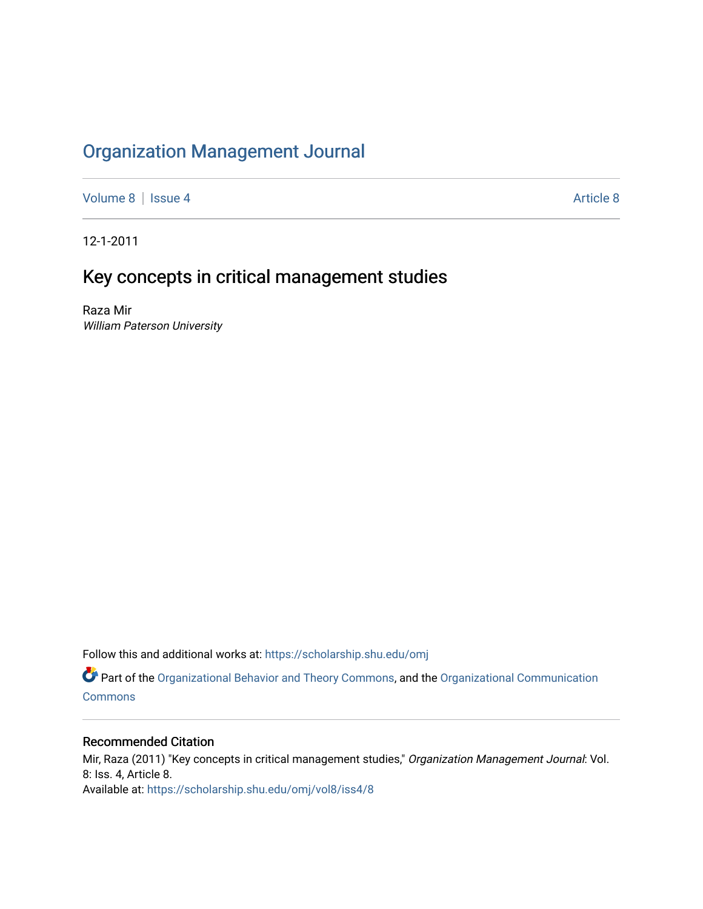# Organization Management Journal

Volume 8 | Issue 4 Article 8

12-1-2011

## Key concepts in critical management studies

Raza Mir
*William Paterson University*

Follow this and additional works at: https://scholarship.shu.edu/omj

Part of the Organizational Behavior and Theory Commons, and the Organizational Communication Commons

### Recommended Citation

Mir, Raza (2011) "Key concepts in critical management studies," *Organization Management Journal*: Vol. 8: Iss. 4, Article 8.
Available at: https://scholarship.shu.edu/omj/vol8/iss4/8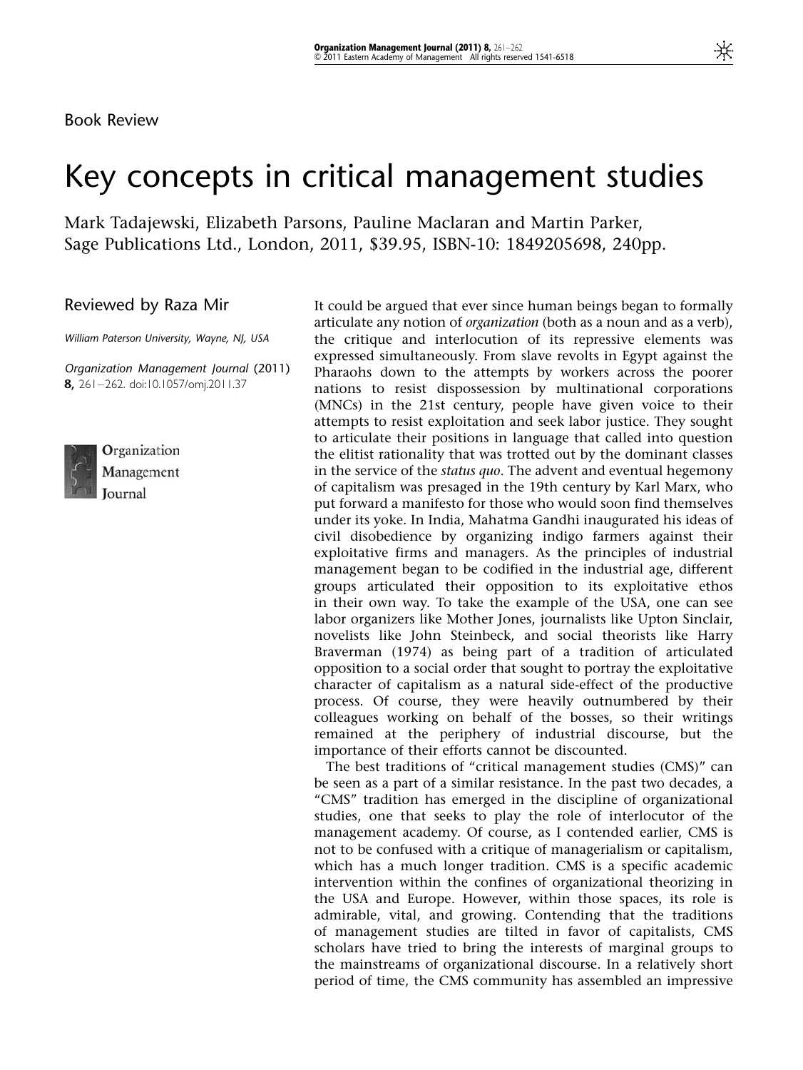Book Review

# Key concepts in critical management studies

Mark Tadajewski, Elizabeth Parsons, Pauline Maclaran and Martin Parker, Sage Publications Ltd., London, 2011, $39.95, ISBN-10: 1849205698, 240pp.

Reviewed by Raza Mir

*William Paterson University, Wayne, NJ, USA*

*Organization Management Journal* (2011) **8,** 261–262. doi:10.1057/omj.2011.37

It could be argued that ever since human beings began to formally articulate any notion of *organization* (both as a noun and as a verb), the critique and interlocution of its repressive elements was expressed simultaneously. From slave revolts in Egypt against the Pharaohs down to the attempts by workers across the poorer nations to resist dispossession by multinational corporations (MNCs) in the 21st century, people have given voice to their attempts to resist exploitation and seek labor justice. They sought to articulate their positions in language that called into question the elitist rationality that was trotted out by the dominant classes in the service of the *status quo*. The advent and eventual hegemony of capitalism was presaged in the 19th century by Karl Marx, who put forward a manifesto for those who would soon find themselves under its yoke. In India, Mahatma Gandhi inaugurated his ideas of civil disobedience by organizing indigo farmers against their exploitative firms and managers. As the principles of industrial management began to be codified in the industrial age, different groups articulated their opposition to its exploitative ethos in their own way. To take the example of the USA, one can see labor organizers like Mother Jones, journalists like Upton Sinclair, novelists like John Steinbeck, and social theorists like Harry Braverman (1974) as being part of a tradition of articulated opposition to a social order that sought to portray the exploitative character of capitalism as a natural side-effect of the productive process. Of course, they were heavily outnumbered by their colleagues working on behalf of the bosses, so their writings remained at the periphery of industrial discourse, but the importance of their efforts cannot be discounted.

The best traditions of "critical management studies (CMS)" can be seen as a part of a similar resistance. In the past two decades, a "CMS" tradition has emerged in the discipline of organizational studies, one that seeks to play the role of interlocutor of the management academy. Of course, as I contended earlier, CMS is not to be confused with a critique of managerialism or capitalism, which has a much longer tradition. CMS is a specific academic intervention within the confines of organizational theorizing in the USA and Europe. However, within those spaces, its role is admirable, vital, and growing. Contending that the traditions of management studies are tilted in favor of capitalists, CMS scholars have tried to bring the interests of marginal groups to the mainstreams of organizational discourse. In a relatively short period of time, the CMS community has assembled an impressive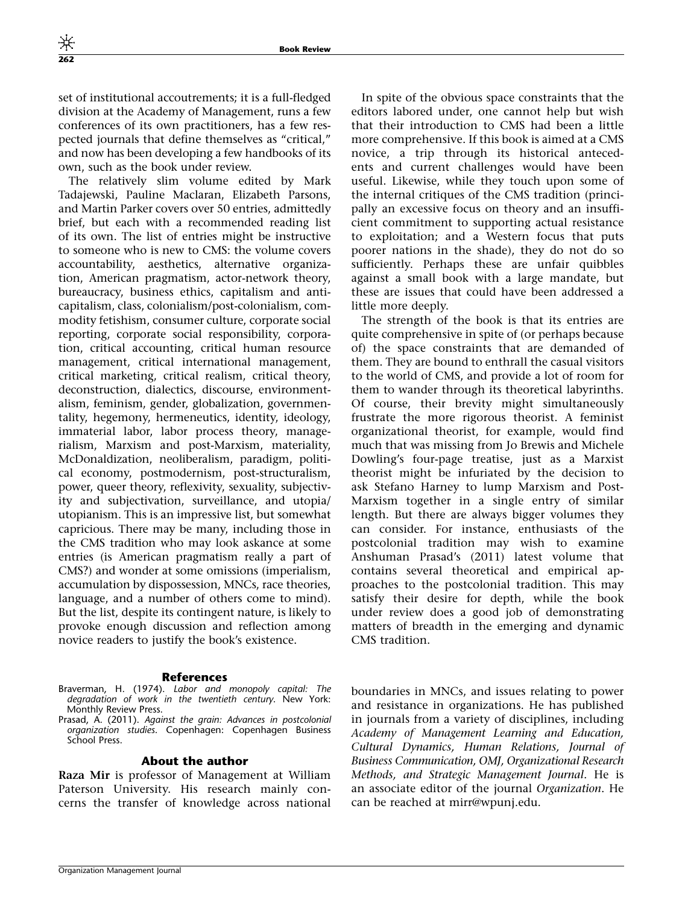set of institutional accoutrements; it is a full-fledged division at the Academy of Management, runs a few conferences of its own practitioners, has a few respected journals that define themselves as "critical," and now has been developing a few handbooks of its own, such as the book under review.

The relatively slim volume edited by Mark Tadajewski, Pauline Maclaran, Elizabeth Parsons, and Martin Parker covers over 50 entries, admittedly brief, but each with a recommended reading list of its own. The list of entries might be instructive to someone who is new to CMS: the volume covers accountability, aesthetics, alternative organization, American pragmatism, actor-network theory, bureaucracy, business ethics, capitalism and anti-capitalism, class, colonialism/post-colonialism, commodity fetishism, consumer culture, corporate social reporting, corporate social responsibility, corporation, critical accounting, critical human resource management, critical international management, critical marketing, critical realism, critical theory, deconstruction, dialectics, discourse, environmentalism, feminism, gender, globalization, governmentality, hegemony, hermeneutics, identity, ideology, immaterial labor, labor process theory, managerialism, Marxism and post-Marxism, materiality, McDonaldization, neoliberalism, paradigm, political economy, postmodernism, post-structuralism, power, queer theory, reflexivity, sexuality, subjectivity and subjectivation, surveillance, and utopia/utopianism. This is an impressive list, but somewhat capricious. There may be many, including those in the CMS tradition who may look askance at some entries (is American pragmatism really a part of CMS?) and wonder at some omissions (imperialism, accumulation by dispossession, MNCs, race theories, language, and a number of others come to mind). But the list, despite its contingent nature, is likely to provoke enough discussion and reflection among novice readers to justify the book's existence.

In spite of the obvious space constraints that the editors labored under, one cannot help but wish that their introduction to CMS had been a little more comprehensive. If this book is aimed at a CMS novice, a trip through its historical antecedents and current challenges would have been useful. Likewise, while they touch upon some of the internal critiques of the CMS tradition (principally an excessive focus on theory and an insufficient commitment to supporting actual resistance to exploitation; and a Western focus that puts poorer nations in the shade), they do not do so sufficiently. Perhaps these are unfair quibbles against a small book with a large mandate, but these are issues that could have been addressed a little more deeply.

The strength of the book is that its entries are quite comprehensive in spite of (or perhaps because of) the space constraints that are demanded of them. They are bound to enthrall the casual visitors to the world of CMS, and provide a lot of room for them to wander through its theoretical labyrinths. Of course, their brevity might simultaneously frustrate the more rigorous theorist. A feminist organizational theorist, for example, would find much that was missing from Jo Brewis and Michele Dowling's four-page treatise, just as a Marxist theorist might be infuriated by the decision to ask Stefano Harney to lump Marxism and Post-Marxism together in a single entry of similar length. But there are always bigger volumes they can consider. For instance, enthusiasts of the postcolonial tradition may wish to examine Anshuman Prasad's (2011) latest volume that contains several theoretical and empirical approaches to the postcolonial tradition. This may satisfy their desire for depth, while the book under review does a good job of demonstrating matters of breadth in the emerging and dynamic CMS tradition.

## References

Braverman, H. (1974). *Labor and monopoly capital: The degradation of work in the twentieth century*. New York: Monthly Review Press.

Prasad, A. (2011). *Against the grain: Advances in postcolonial organization studies*. Copenhagen: Copenhagen Business School Press.

## About the author

**Raza Mir** is professor of Management at William Paterson University. His research mainly concerns the transfer of knowledge across national boundaries in MNCs, and issues relating to power and resistance in organizations. He has published in journals from a variety of disciplines, including *Academy of Management Learning and Education, Cultural Dynamics, Human Relations, Journal of Business Communication, OMJ, Organizational Research Methods, and Strategic Management Journal*. He is an associate editor of the journal *Organization*. He can be reached at mirr@wpunj.edu.